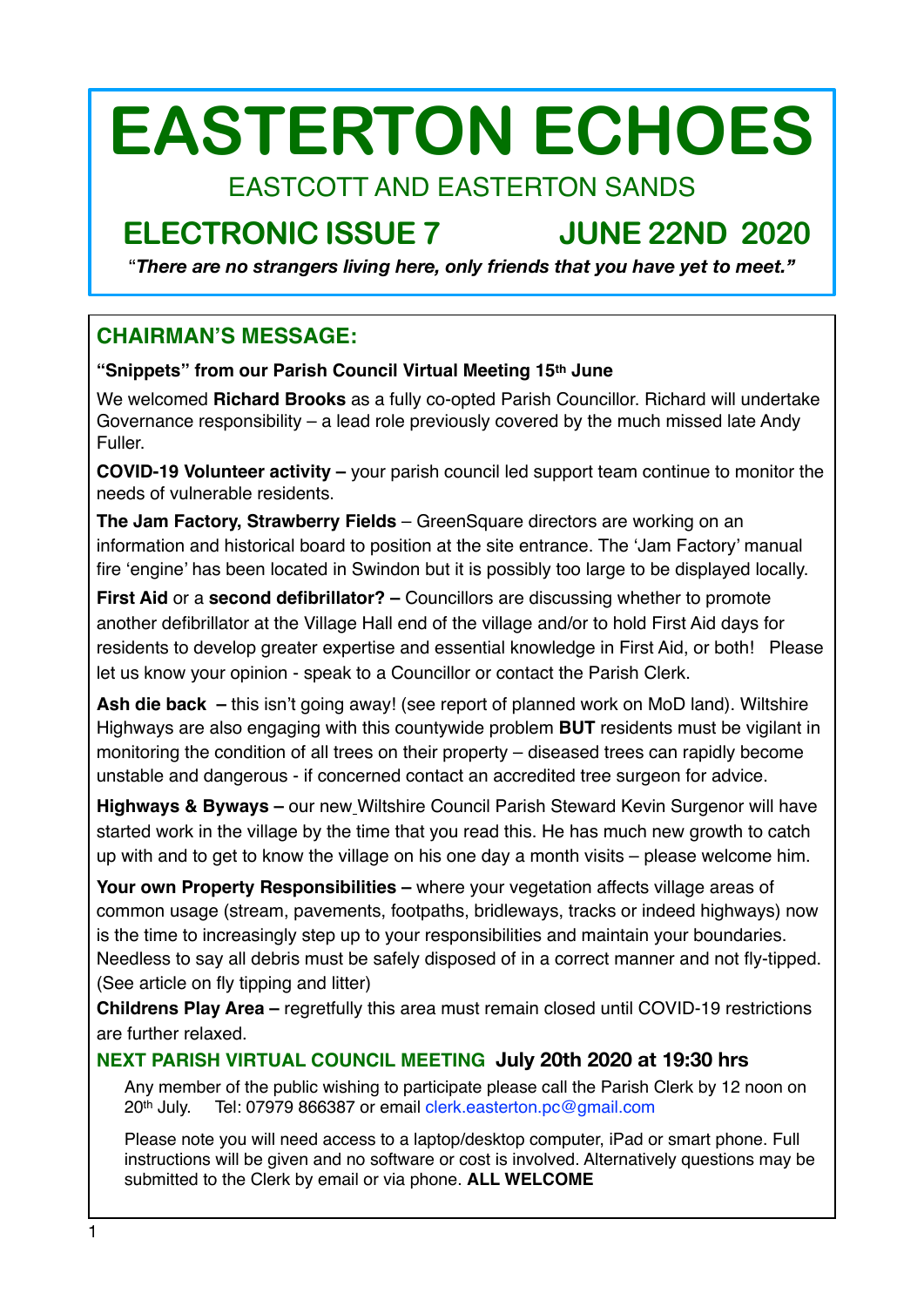# EASTERTON ECHOES

EASTCOTT AND EASTERTON SANDS

## ELECTRONIC ISSUE 7 JUNE 22ND 2020

"***There are no strangers living here, only friends that you have yet to meet."***

## CHAIRMAN'S MESSAGE:

**"Snippets" from our Parish Council Virtual Meeting 15th June**

We welcomed **Richard Brooks** as a fully co-opted Parish Councillor. Richard will undertake Governance responsibility – a lead role previously covered by the much missed late Andy Fuller.

**COVID-19 Volunteer activity –** your parish council led support team continue to monitor the needs of vulnerable residents.

**The Jam Factory, Strawberry Fields** – GreenSquare directors are working on an information and historical board to position at the site entrance. The 'Jam Factory' manual fire 'engine' has been located in Swindon but it is possibly too large to be displayed locally.

**First Aid** or a **second defibrillator? –** Councillors are discussing whether to promote another defibrillator at the Village Hall end of the village and/or to hold First Aid days for residents to develop greater expertise and essential knowledge in First Aid, or both! Please let us know your opinion - speak to a Councillor or contact the Parish Clerk.

**Ash die back –** this isn't going away! (see report of planned work on MoD land). Wiltshire Highways are also engaging with this countywide problem **BUT** residents must be vigilant in monitoring the condition of all trees on their property – diseased trees can rapidly become unstable and dangerous - if concerned contact an accredited tree surgeon for advice.

**Highways & Byways –** our new Wiltshire Council Parish Steward Kevin Surgenor will have started work in the village by the time that you read this. He has much new growth to catch up with and to get to know the village on his one day a month visits – please welcome him.

**Your own Property Responsibilities –** where your vegetation affects village areas of common usage (stream, pavements, footpaths, bridleways, tracks or indeed highways) now is the time to increasingly step up to your responsibilities and maintain your boundaries. Needless to say all debris must be safely disposed of in a correct manner and not fly-tipped. (See article on fly tipping and litter)

**Childrens Play Area –** regretfully this area must remain closed until COVID-19 restrictions are further relaxed.

### NEXT PARISH VIRTUAL COUNCIL MEETING **July 20th 2020 at 19:30 hrs**

Any member of the public wishing to participate please call the Parish Clerk by 12 noon on 20th July. Tel: 07979 866387 or email clerk.easterton.pc@gmail.com

Please note you will need access to a laptop/desktop computer, iPad or smart phone. Full instructions will be given and no software or cost is involved. Alternatively questions may be submitted to the Clerk by email or via phone. **ALL WELCOME**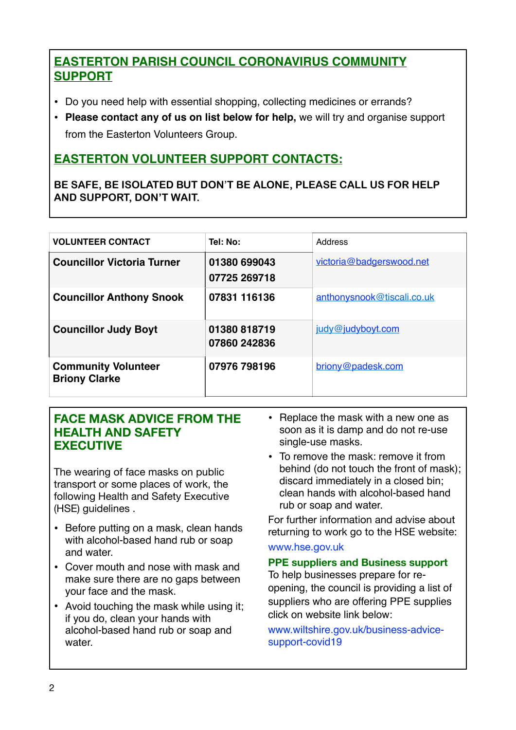## EASTERTON PARISH COUNCIL CORONAVIRUS COMMUNITY SUPPORT

- Do you need help with essential shopping, collecting medicines or errands?
- **Please contact any of us on list below for help,** we will try and organise support from the Easterton Volunteers Group.

## EASTERTON VOLUNTEER SUPPORT CONTACTS:

**BE SAFE, BE ISOLATED BUT DON'T BE ALONE, PLEASE CALL US FOR HELP AND SUPPORT, DON'T WAIT.**

| VOLUNTEER CONTACT | Tel: No: | Address |
|---|---|---|
| **Councillor Victoria Turner** | **01380 699043**<br>**07725 269718** | victoria@badgerswood.net |
| **Councillor Anthony Snook** | **07831 116136** | anthonysnook@tiscali.co.uk |
| **Councillor Judy Boyt** | **01380 818719**<br>**07860 242836** | judy@judyboyt.com |
| **Community Volunteer Briony Clarke** | **07976 798196** | briony@padesk.com |

## FACE MASK ADVICE FROM THE HEALTH AND SAFETY EXECUTIVE

The wearing of face masks on public transport or some places of work, the following Health and Safety Executive (HSE) guidelines .

- Before putting on a mask, clean hands with alcohol-based hand rub or soap and water.
- Cover mouth and nose with mask and make sure there are no gaps between your face and the mask.
- Avoid touching the mask while using it; if you do, clean your hands with alcohol-based hand rub or soap and water.
- Replace the mask with a new one as soon as it is damp and do not re-use single-use masks.
- To remove the mask: remove it from behind (do not touch the front of mask); discard immediately in a closed bin; clean hands with alcohol-based hand rub or soap and water.

For further information and advise about returning to work go to the HSE website:

www.hse.gov.uk

### PPE suppliers and Business support

To help businesses prepare for re-opening, the council is providing a list of suppliers who are offering PPE supplies click on website link below:

www.wiltshire.gov.uk/business-advice-support-covid19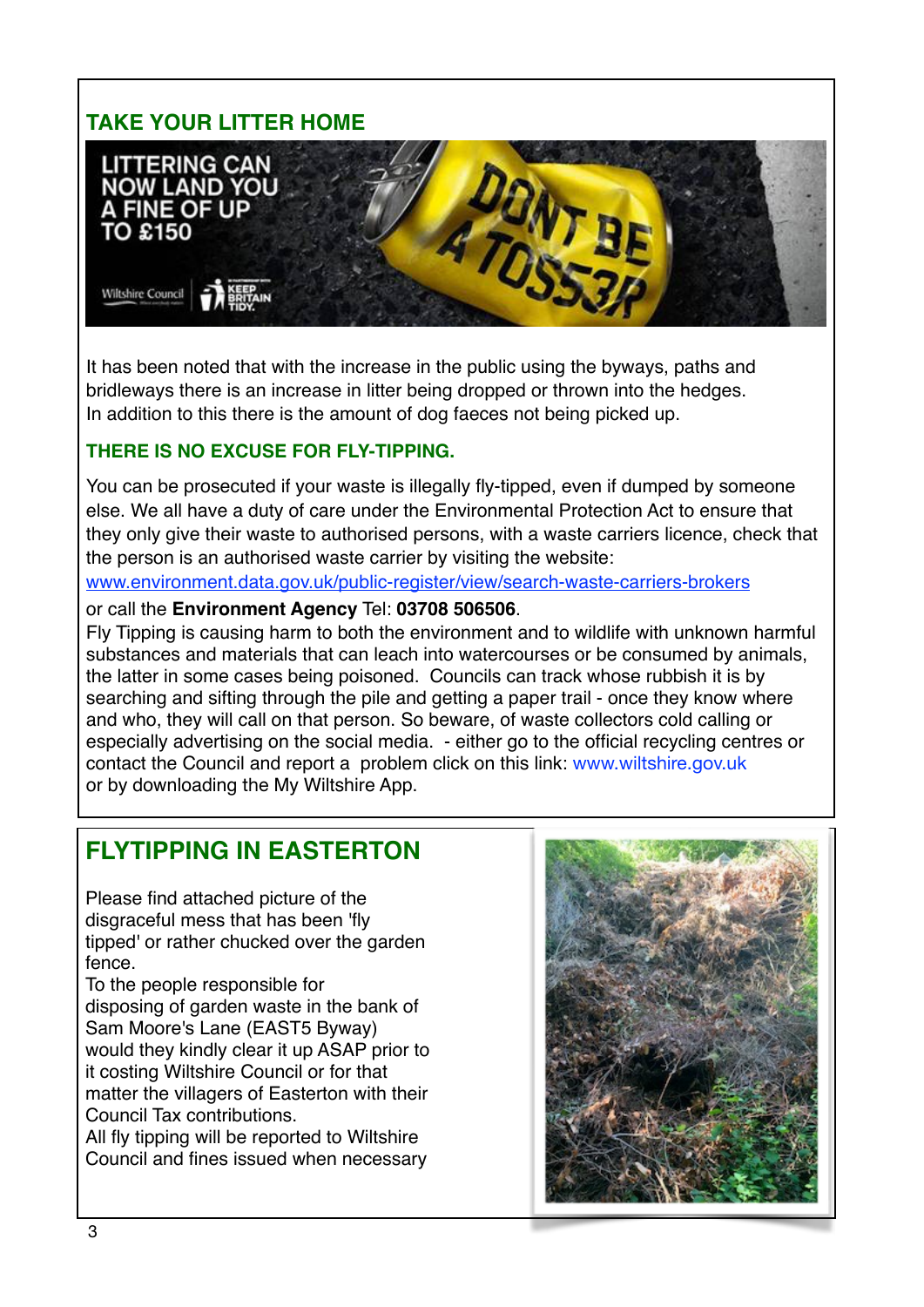## TAKE YOUR LITTER HOME

It has been noted that with the increase in the public using the byways, paths and bridleways there is an increase in litter being dropped or thrown into the hedges. In addition to this there is the amount of dog faeces not being picked up.

### THERE IS NO EXCUSE FOR FLY-TIPPING.

You can be prosecuted if your waste is illegally fly-tipped, even if dumped by someone else. We all have a duty of care under the Environmental Protection Act to ensure that they only give their waste to authorised persons, with a waste carriers licence, check that the person is an authorised waste carrier by visiting the website:

www.environment.data.gov.uk/public-register/view/search-waste-carriers-brokers

or call the **Environment Agency** Tel: **03708 506506**.

Fly Tipping is causing harm to both the environment and to wildlife with unknown harmful substances and materials that can leach into watercourses or be consumed by animals, the latter in some cases being poisoned. Councils can track whose rubbish it is by searching and sifting through the pile and getting a paper trail - once they know where and who, they will call on that person. So beware, of waste collectors cold calling or especially advertising on the social media. - either go to the official recycling centres or contact the Council and report a problem click on this link: www.wiltshire.gov.uk or by downloading the My Wiltshire App.

## FLYTIPPING IN EASTERTON

Please find attached picture of the disgraceful mess that has been 'fly tipped' or rather chucked over the garden fence.

To the people responsible for disposing of garden waste in the bank of Sam Moore's Lane (EAST5 Byway) would they kindly clear it up ASAP prior to it costing Wiltshire Council or for that matter the villagers of Easterton with their Council Tax contributions.

All fly tipping will be reported to Wiltshire Council and fines issued when necessary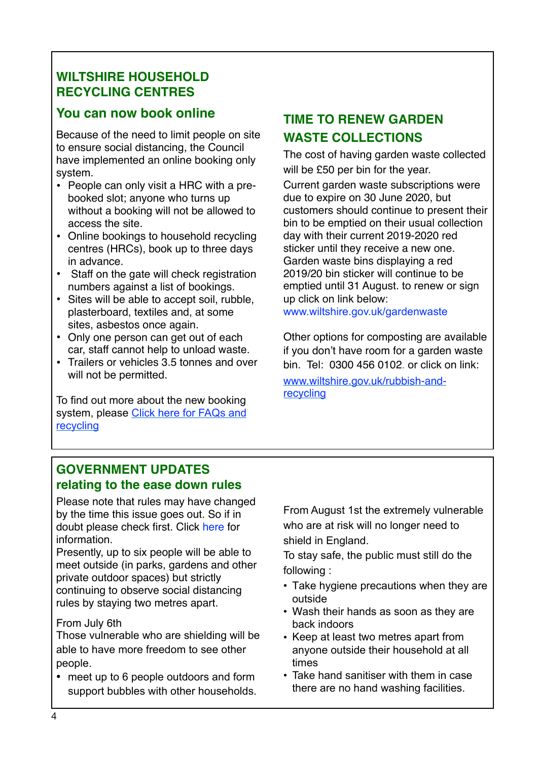## WILTSHIRE HOUSEHOLD RECYCLING CENTRES

### You can now book online

Because of the need to limit people on site to ensure social distancing, the Council have implemented an online booking only system.

- People can only visit a HRC with a pre-booked slot; anyone who turns up without a booking will not be allowed to access the site.
- Online bookings to household recycling centres (HRCs), book up to three days in advance.
- Staff on the gate will check registration numbers against a list of bookings.
- Sites will be able to accept soil, rubble, plasterboard, textiles and, at some sites, asbestos once again.
- Only one person can get out of each car, staff cannot help to unload waste.
- Trailers or vehicles 3.5 tonnes and over will not be permitted.

To find out more about the new booking system, please Click here for FAQs and recycling

## TIME TO RENEW GARDEN WASTE COLLECTIONS

The cost of having garden waste collected will be £50 per bin for the year.

Current garden waste subscriptions were due to expire on 30 June 2020, but customers should continue to present their bin to be emptied on their usual collection day with their current 2019-2020 red sticker until they receive a new one. Garden waste bins displaying a red 2019/20 bin sticker will continue to be emptied until 31 August. to renew or sign up click on link below:
www.wiltshire.gov.uk/gardenwaste

Other options for composting are available if you don't have room for a garden waste bin. Tel: 0300 456 0102. or click on link:
www.wiltshire.gov.uk/rubbish-and-recycling

## GOVERNMENT UPDATES relating to the ease down rules

Please note that rules may have changed by the time this issue goes out. So if in doubt please check first. Click here for information.

Presently, up to six people will be able to meet outside (in parks, gardens and other private outdoor spaces) but strictly continuing to observe social distancing rules by staying two metres apart.

From July 6th

Those vulnerable who are shielding will be able to have more freedom to see other people.

- meet up to 6 people outdoors and form support bubbles with other households.

From August 1st the extremely vulnerable who are at risk will no longer need to shield in England.

To stay safe, the public must still do the following :

- Take hygiene precautions when they are outside
- Wash their hands as soon as they are back indoors
- Keep at least two metres apart from anyone outside their household at all times
- Take hand sanitiser with them in case there are no hand washing facilities.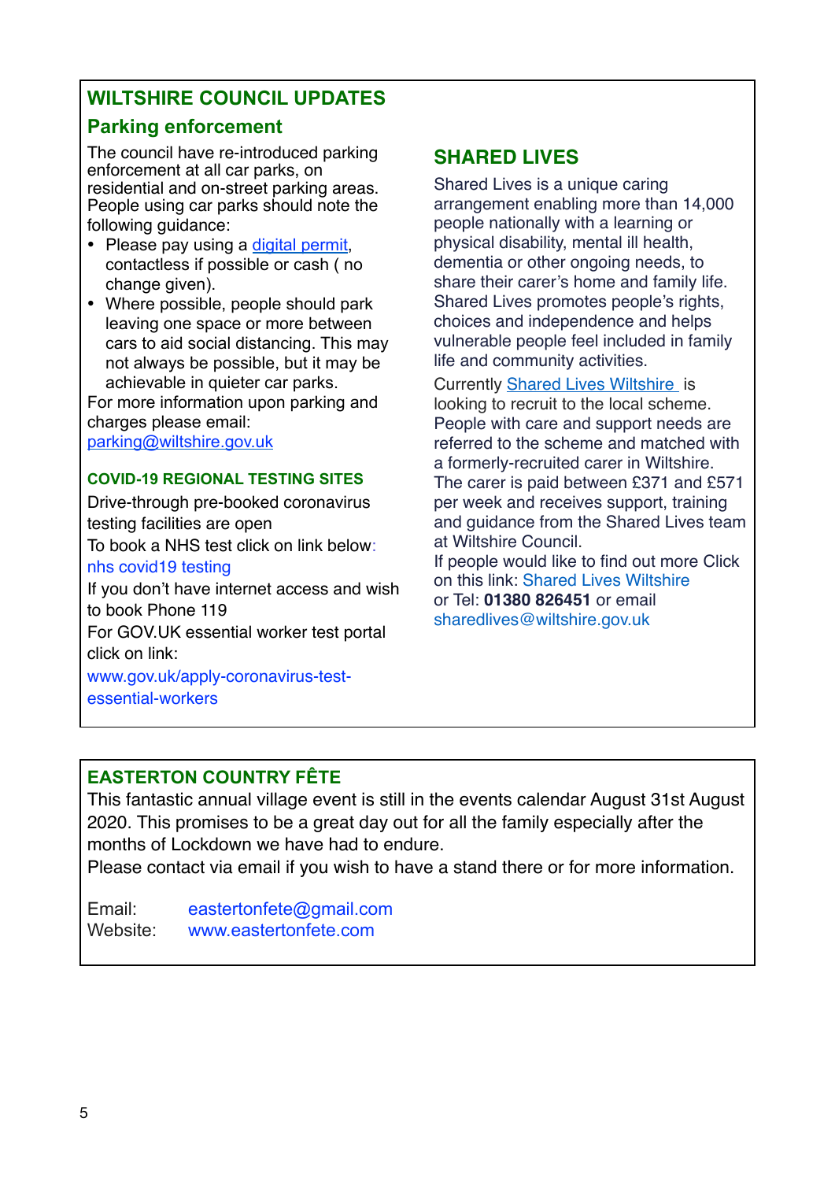## WILTSHIRE COUNCIL UPDATES

### Parking enforcement

The council have re-introduced parking enforcement at all car parks, on residential and on-street parking areas. People using car parks should note the following guidance:

- Please pay using a digital permit, contactless if possible or cash ( no change given).
- Where possible, people should park leaving one space or more between cars to aid social distancing. This may not always be possible, but it may be achievable in quieter car parks.

For more information upon parking and charges please email: parking@wiltshire.gov.uk

#### COVID-19 REGIONAL TESTING SITES

Drive-through pre-booked coronavirus testing facilities are open

To book a NHS test click on link below: nhs covid19 testing

If you don't have internet access and wish to book Phone 119

For GOV.UK essential worker test portal click on link:

www.gov.uk/apply-coronavirus-test-essential-workers

### SHARED LIVES

Shared Lives is a unique caring arrangement enabling more than 14,000 people nationally with a learning or physical disability, mental ill health, dementia or other ongoing needs, to share their carer's home and family life. Shared Lives promotes people's rights, choices and independence and helps vulnerable people feel included in family life and community activities.

Currently Shared Lives Wiltshire is looking to recruit to the local scheme. People with care and support needs are referred to the scheme and matched with a formerly-recruited carer in Wiltshire. The carer is paid between £371 and £571 per week and receives support, training and guidance from the Shared Lives team at Wiltshire Council.

If people would like to find out more Click on this link: Shared Lives Wiltshire or Tel: **01380 826451** or email sharedlives@wiltshire.gov.uk

## EASTERTON COUNTRY FÊTE

This fantastic annual village event is still in the events calendar August 31st August 2020. This promises to be a great day out for all the family especially after the months of Lockdown we have had to endure.

Please contact via email if you wish to have a stand there or for more information.

Email: eastertonfete@gmail.com
Website: www.eastertonfete.com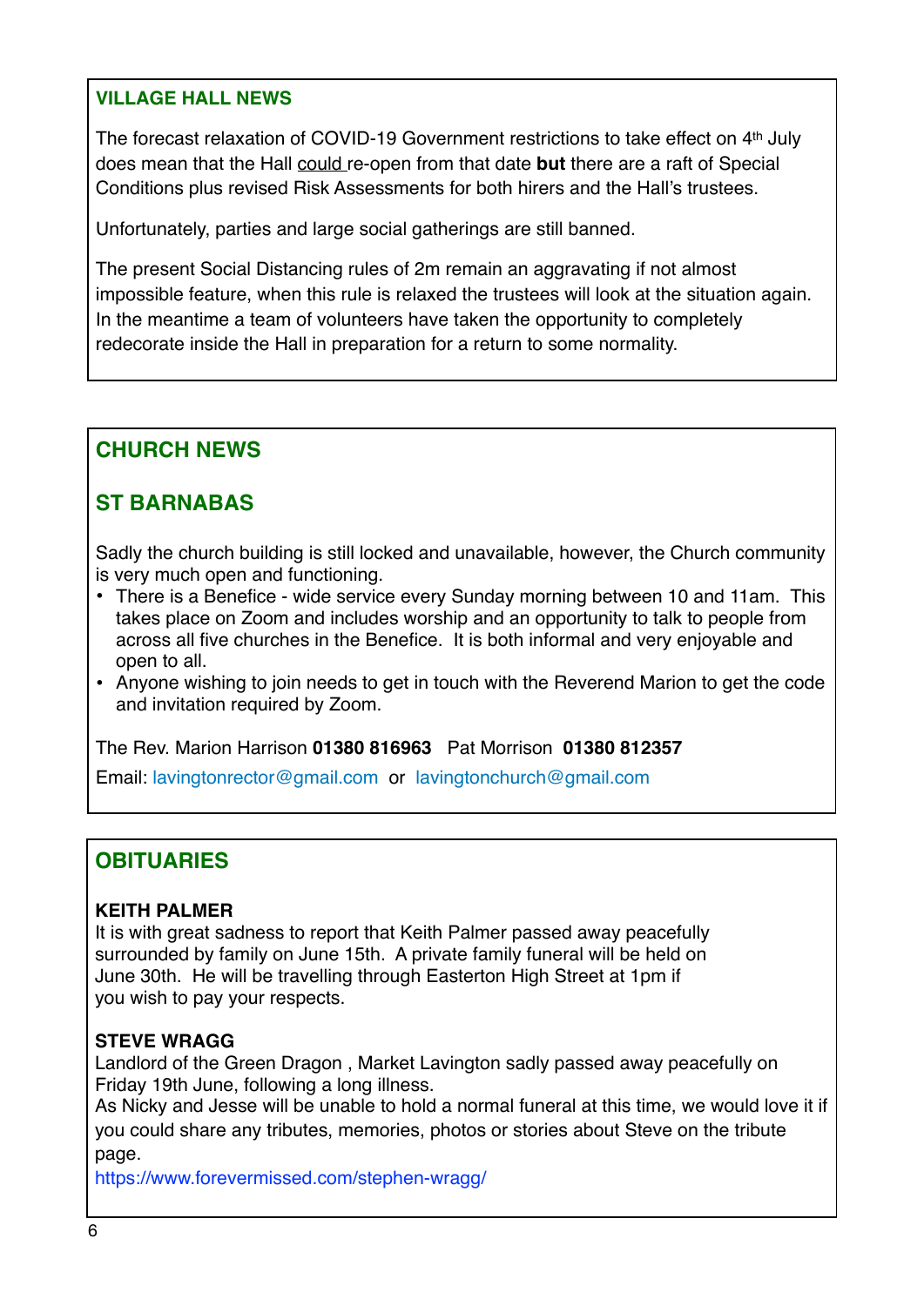## VILLAGE HALL NEWS

The forecast relaxation of COVID-19 Government restrictions to take effect on 4th July does mean that the Hall could re-open from that date **but** there are a raft of Special Conditions plus revised Risk Assessments for both hirers and the Hall's trustees.

Unfortunately, parties and large social gatherings are still banned.

The present Social Distancing rules of 2m remain an aggravating if not almost impossible feature, when this rule is relaxed the trustees will look at the situation again. In the meantime a team of volunteers have taken the opportunity to completely redecorate inside the Hall in preparation for a return to some normality.

## CHURCH NEWS

### ST BARNABAS

Sadly the church building is still locked and unavailable, however, the Church community is very much open and functioning.

- There is a Benefice - wide service every Sunday morning between 10 and 11am. This takes place on Zoom and includes worship and an opportunity to talk to people from across all five churches in the Benefice. It is both informal and very enjoyable and open to all.
- Anyone wishing to join needs to get in touch with the Reverend Marion to get the code and invitation required by Zoom.

The Rev. Marion Harrison **01380 816963** Pat Morrison **01380 812357**

Email: lavingtonrector@gmail.com or lavingtonchurch@gmail.com

## OBITUARIES

**KEITH PALMER**

It is with great sadness to report that Keith Palmer passed away peacefully surrounded by family on June 15th. A private family funeral will be held on June 30th. He will be travelling through Easterton High Street at 1pm if you wish to pay your respects.

**STEVE WRAGG**

Landlord of the Green Dragon , Market Lavington sadly passed away peacefully on Friday 19th June, following a long illness.

As Nicky and Jesse will be unable to hold a normal funeral at this time, we would love it if you could share any tributes, memories, photos or stories about Steve on the tribute page.

https://www.forevermissed.com/stephen-wragg/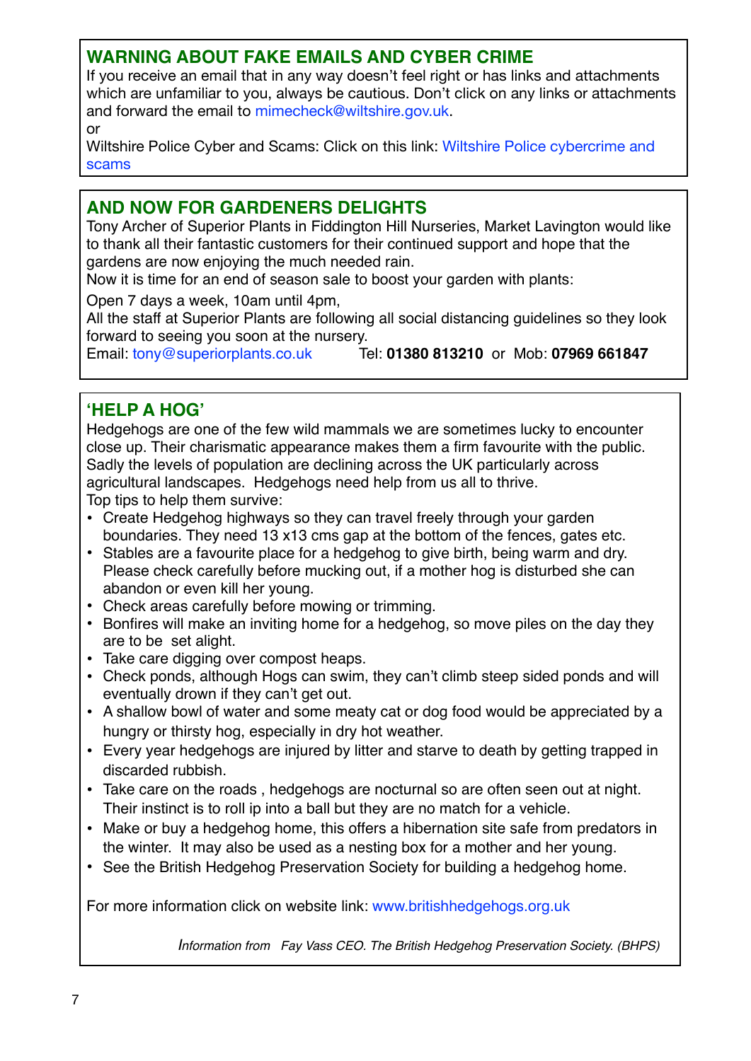## WARNING ABOUT FAKE EMAILS AND CYBER CRIME

If you receive an email that in any way doesn't feel right or has links and attachments which are unfamiliar to you, always be cautious. Don't click on any links or attachments and forward the email to mimecheck@wiltshire.gov.uk.

or

Wiltshire Police Cyber and Scams: Click on this link: Wiltshire Police cybercrime and scams

## AND NOW FOR GARDENERS DELIGHTS

Tony Archer of Superior Plants in Fiddington Hill Nurseries, Market Lavington would like to thank all their fantastic customers for their continued support and hope that the gardens are now enjoying the much needed rain.

Now it is time for an end of season sale to boost your garden with plants:

Open 7 days a week, 10am until 4pm,

All the staff at Superior Plants are following all social distancing guidelines so they look forward to seeing you soon at the nursery.

Email: tony@superiorplants.co.uk Tel: **01380 813210** or Mob: **07969 661847**

## 'HELP A HOG'

Hedgehogs are one of the few wild mammals we are sometimes lucky to encounter close up. Their charismatic appearance makes them a firm favourite with the public. Sadly the levels of population are declining across the UK particularly across agricultural landscapes. Hedgehogs need help from us all to thrive.

Top tips to help them survive:

- Create Hedgehog highways so they can travel freely through your garden boundaries. They need 13 x13 cms gap at the bottom of the fences, gates etc.
- Stables are a favourite place for a hedgehog to give birth, being warm and dry. Please check carefully before mucking out, if a mother hog is disturbed she can abandon or even kill her young.
- Check areas carefully before mowing or trimming.
- Bonfires will make an inviting home for a hedgehog, so move piles on the day they are to be set alight.
- Take care digging over compost heaps.
- Check ponds, although Hogs can swim, they can't climb steep sided ponds and will eventually drown if they can't get out.
- A shallow bowl of water and some meaty cat or dog food would be appreciated by a hungry or thirsty hog, especially in dry hot weather.
- Every year hedgehogs are injured by litter and starve to death by getting trapped in discarded rubbish.
- Take care on the roads , hedgehogs are nocturnal so are often seen out at night. Their instinct is to roll ip into a ball but they are no match for a vehicle.
- Make or buy a hedgehog home, this offers a hibernation site safe from predators in the winter. It may also be used as a nesting box for a mother and her young.
- See the British Hedgehog Preservation Society for building a hedgehog home.

For more information click on website link: www.britishhedgehogs.org.uk

*Information from Fay Vass CEO. The British Hedgehog Preservation Society. (BHPS)*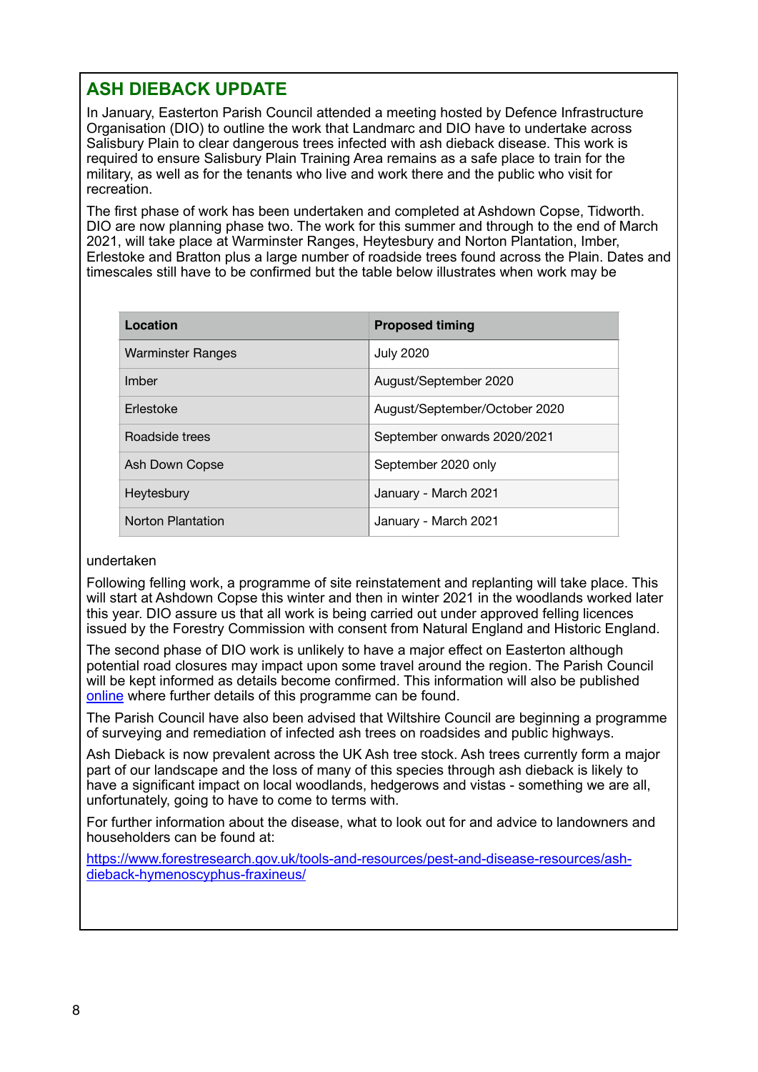## ASH DIEBACK UPDATE

In January, Easterton Parish Council attended a meeting hosted by Defence Infrastructure Organisation (DIO) to outline the work that Landmarc and DIO have to undertake across Salisbury Plain to clear dangerous trees infected with ash dieback disease. This work is required to ensure Salisbury Plain Training Area remains as a safe place to train for the military, as well as for the tenants who live and work there and the public who visit for recreation.

The first phase of work has been undertaken and completed at Ashdown Copse, Tidworth. DIO are now planning phase two. The work for this summer and through to the end of March 2021, will take place at Warminster Ranges, Heytesbury and Norton Plantation, Imber, Erlestoke and Bratton plus a large number of roadside trees found across the Plain. Dates and timescales still have to be confirmed but the table below illustrates when work may be undertaken

| Location | Proposed timing |
|---|---|
| Warminster Ranges | July 2020 |
| Imber | August/September 2020 |
| Erlestoke | August/September/October 2020 |
| Roadside trees | September onwards 2020/2021 |
| Ash Down Copse | September 2020 only |
| Heytesbury | January - March 2021 |
| Norton Plantation | January - March 2021 |

Following felling work, a programme of site reinstatement and replanting will take place. This will start at Ashdown Copse this winter and then in winter 2021 in the woodlands worked later this year. DIO assure us that all work is being carried out under approved felling licences issued by the Forestry Commission with consent from Natural England and Historic England.

The second phase of DIO work is unlikely to have a major effect on Easterton although potential road closures may impact upon some travel around the region. The Parish Council will be kept informed as details become confirmed. This information will also be published online where further details of this programme can be found.

The Parish Council have also been advised that Wiltshire Council are beginning a programme of surveying and remediation of infected ash trees on roadsides and public highways.

Ash Dieback is now prevalent across the UK Ash tree stock. Ash trees currently form a major part of our landscape and the loss of many of this species through ash dieback is likely to have a significant impact on local woodlands, hedgerows and vistas - something we are all, unfortunately, going to have to come to terms with.

For further information about the disease, what to look out for and advice to landowners and householders can be found at:

https://www.forestresearch.gov.uk/tools-and-resources/pest-and-disease-resources/ash-dieback-hymenoscyphus-fraxineus/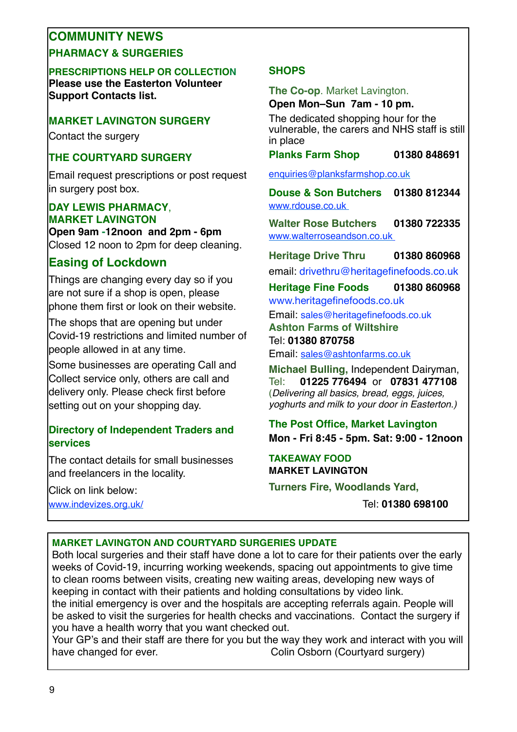# COMMUNITY NEWS

## PHARMACY & SURGERIES

### PRESCRIPTIONS HELP OR COLLECTION

**Please use the Easterton Volunteer Support Contacts list.**

### MARKET LAVINGTON SURGERY

Contact the surgery

### THE COURTYARD SURGERY

Email request prescriptions or post request in surgery post box.

### DAY LEWIS PHARMACY, MARKET LAVINGTON

**Open 9am -12noon and 2pm - 6pm**
Closed 12 noon to 2pm for deep cleaning.

## Easing of Lockdown

Things are changing every day so if you are not sure if a shop is open, please phone them first or look on their website.

The shops that are opening but under Covid-19 restrictions and limited number of people allowed in at any time.

Some businesses are operating Call and Collect service only, others are call and delivery only. Please check first before setting out on your shopping day.

### Directory of Independent Traders and services

The contact details for small businesses and freelancers in the locality.

Click on link below:
www.indevizes.org.uk/

## SHOPS

**The Co-op**. Market Lavington.
**Open Mon–Sun 7am - 10 pm.**
The dedicated shopping hour for the vulnerable, the carers and NHS staff is still in place

**Planks Farm Shop** **01380 848691**
enquiries@planksfarmshop.co.uk

**Douse & Son Butchers** **01380 812344**
www.rdouse.co.uk

**Walter Rose Butchers** **01380 722335**
www.walterroseandson.co.uk

**Heritage Drive Thru** **01380 860968**
email: drivethru@heritagefinefoods.co.uk

**Heritage Fine Foods** **01380 860968**
www.heritagefinefoods.co.uk
Email: sales@heritagefinefoods.co.uk

**Ashton Farms of Wiltshire**
Tel: **01380 870758**
Email: sales@ashtonfarms.co.uk

**Michael Bulling,** Independent Dairyman,
Tel: **01225 776494** or **07831 477108**
(*Delivering all basics, bread, eggs, juices, yoghurts and milk to your door in Easterton.)*

**The Post Office, Market Lavington**
**Mon - Fri 8:45 - 5pm. Sat: 9:00 - 12noon**

### TAKEAWAY FOOD

**MARKET LAVINGTON**

**Turners Fire, Woodlands Yard,**
Tel: **01380 698100**

### MARKET LAVINGTON AND COURTYARD SURGERIES UPDATE

Both local surgeries and their staff have done a lot to care for their patients over the early weeks of Covid-19, incurring working weekends, spacing out appointments to give time to clean rooms between visits, creating new waiting areas, developing new ways of keeping in contact with their patients and holding consultations by video link.
the initial emergency is over and the hospitals are accepting referrals again. People will be asked to visit the surgeries for health checks and vaccinations. Contact the surgery if you have a health worry that you want checked out.
Your GP's and their staff are there for you but the way they work and interact with you will have changed for ever.

Colin Osborn (Courtyard surgery)